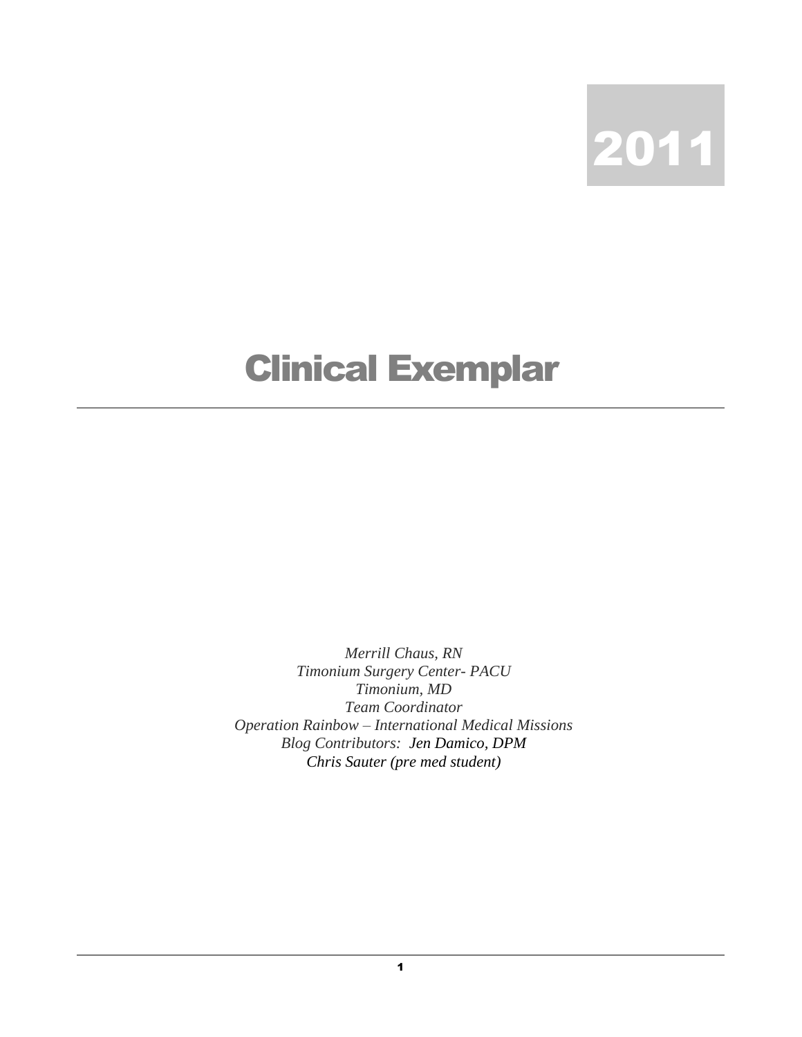2011

# Clinical Exemplar

*Merrill Chaus, RN*
*Timonium Surgery Center- PACU*
*Timonium, MD*
*Team Coordinator*
*Operation Rainbow – International Medical Missions*
*Blog Contributors: Jen Damico, DPM*
*Chris Sauter (pre med student)*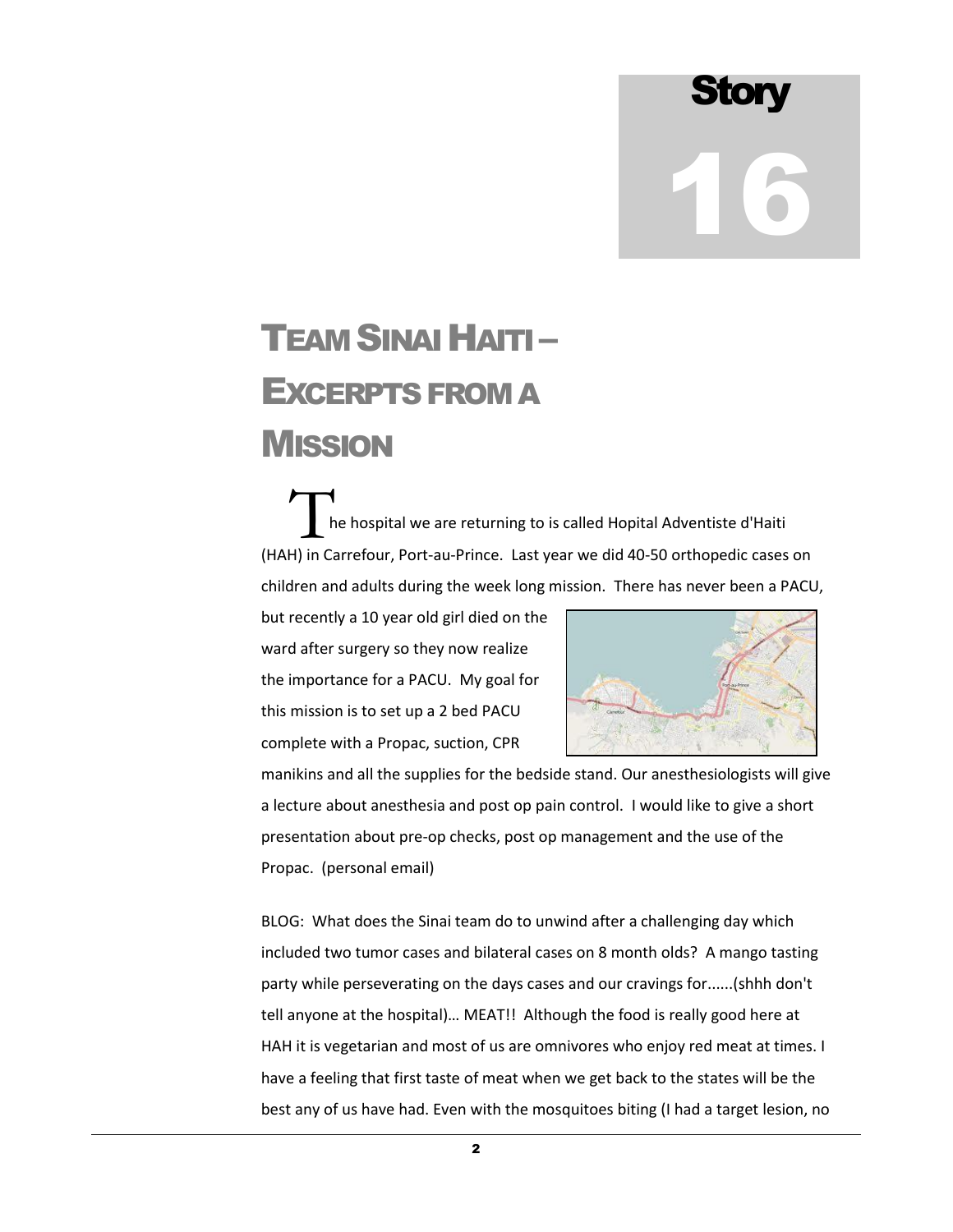Story

16

# TEAM SINAI HAITI – EXCERPTS FROM A MISSION

The hospital we are returning to is called Hopital Adventiste d'Haiti (HAH) in Carrefour, Port-au-Prince. Last year we did 40-50 orthopedic cases on children and adults during the week long mission. There has never been a PACU, but recently a 10 year old girl died on the ward after surgery so they now realize the importance for a PACU. My goal for this mission is to set up a 2 bed PACU complete with a Propac, suction, CPR manikins and all the supplies for the bedside stand. Our anesthesiologists will give a lecture about anesthesia and post op pain control. I would like to give a short presentation about pre-op checks, post op management and the use of the Propac. (personal email)

BLOG: What does the Sinai team do to unwind after a challenging day which included two tumor cases and bilateral cases on 8 month olds? A mango tasting party while perseverating on the days cases and our cravings for......(shhh don't tell anyone at the hospital)… MEAT!! Although the food is really good here at HAH it is vegetarian and most of us are omnivores who enjoy red meat at times. I have a feeling that first taste of meat when we get back to the states will be the best any of us have had. Even with the mosquitoes biting (I had a target lesion, no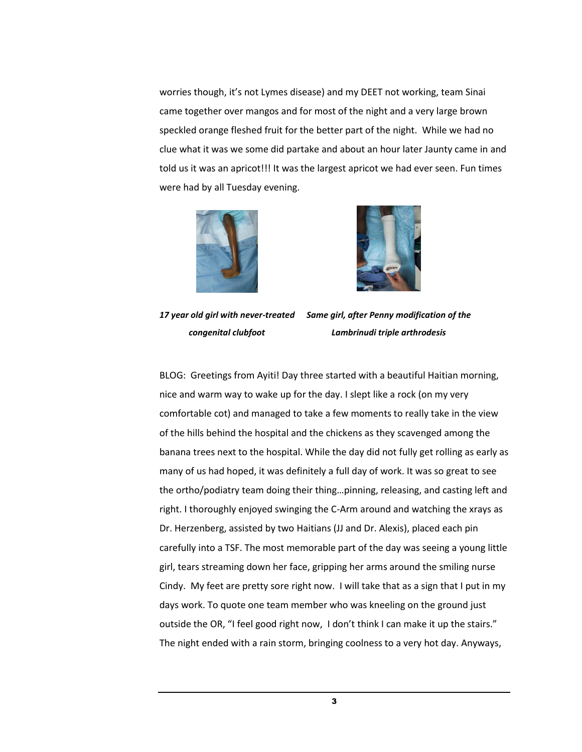worries though, it's not Lymes disease) and my DEET not working, team Sinai came together over mangos and for most of the night and a very large brown speckled orange fleshed fruit for the better part of the night. While we had no clue what it was we some did partake and about an hour later Jaunty came in and told us it was an apricot!!! It was the largest apricot we had ever seen. Fun times were had by all Tuesday evening.

***17 year old girl with never-treated congenital clubfoot***

***Same girl, after Penny modification of the Lambrinudi triple arthrodesis***

BLOG: Greetings from Ayiti! Day three started with a beautiful Haitian morning, nice and warm way to wake up for the day. I slept like a rock (on my very comfortable cot) and managed to take a few moments to really take in the view of the hills behind the hospital and the chickens as they scavenged among the banana trees next to the hospital. While the day did not fully get rolling as early as many of us had hoped, it was definitely a full day of work. It was so great to see the ortho/podiatry team doing their thing…pinning, releasing, and casting left and right. I thoroughly enjoyed swinging the C-Arm around and watching the xrays as Dr. Herzenberg, assisted by two Haitians (JJ and Dr. Alexis), placed each pin carefully into a TSF. The most memorable part of the day was seeing a young little girl, tears streaming down her face, gripping her arms around the smiling nurse Cindy. My feet are pretty sore right now. I will take that as a sign that I put in my days work. To quote one team member who was kneeling on the ground just outside the OR, "I feel good right now, I don't think I can make it up the stairs." The night ended with a rain storm, bringing coolness to a very hot day. Anyways,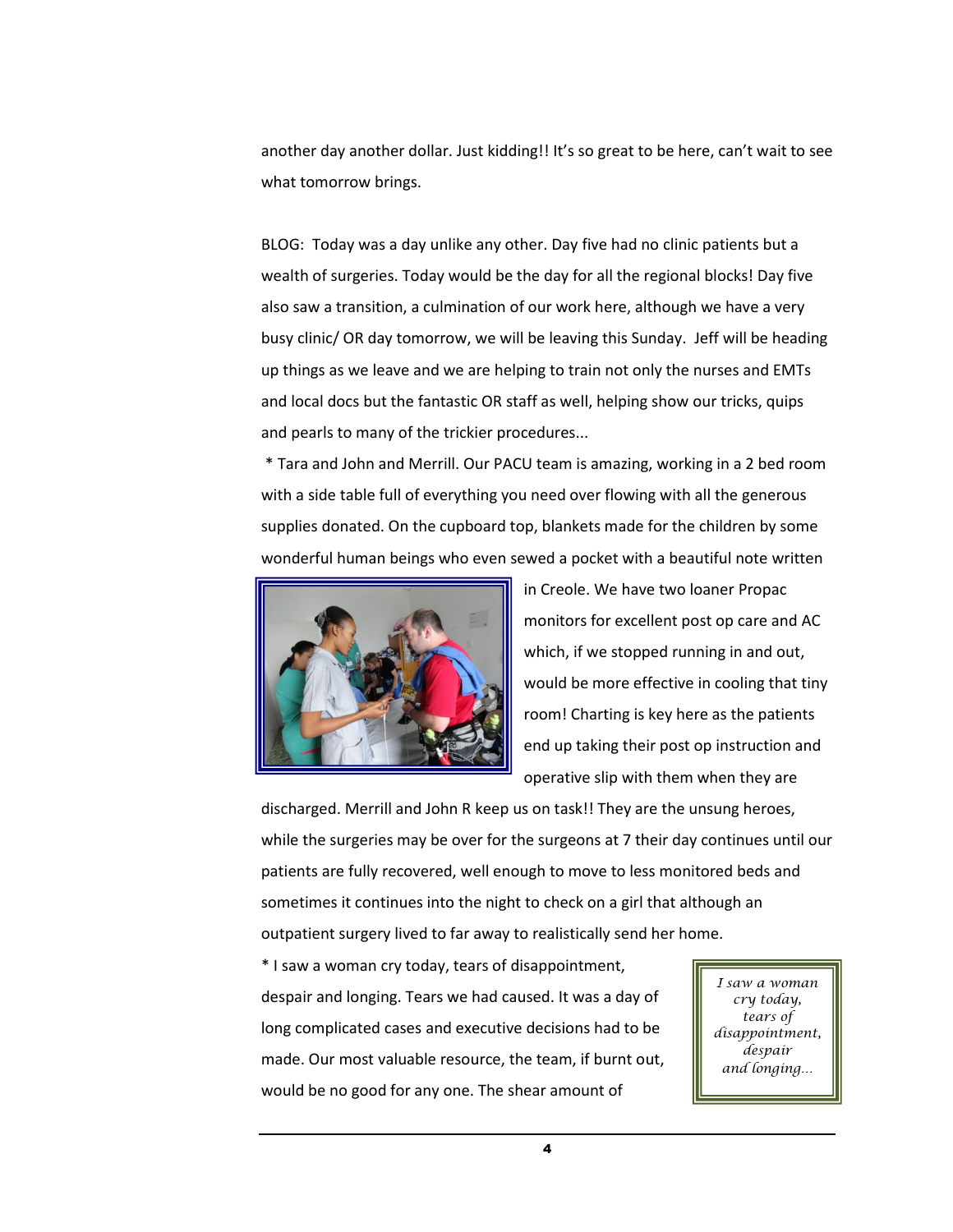another day another dollar. Just kidding!! It's so great to be here, can't wait to see what tomorrow brings.

BLOG: Today was a day unlike any other. Day five had no clinic patients but a wealth of surgeries. Today would be the day for all the regional blocks! Day five also saw a transition, a culmination of our work here, although we have a very busy clinic/ OR day tomorrow, we will be leaving this Sunday. Jeff will be heading up things as we leave and we are helping to train not only the nurses and EMTs and local docs but the fantastic OR staff as well, helping show our tricks, quips and pearls to many of the trickier procedures...

* Tara and John and Merrill. Our PACU team is amazing, working in a 2 bed room with a side table full of everything you need over flowing with all the generous supplies donated. On the cupboard top, blankets made for the children by some wonderful human beings who even sewed a pocket with a beautiful note written in Creole. We have two loaner Propac monitors for excellent post op care and AC which, if we stopped running in and out, would be more effective in cooling that tiny room! Charting is key here as the patients end up taking their post op instruction and operative slip with them when they are discharged. Merrill and John R keep us on task!! They are the unsung heroes, while the surgeries may be over for the surgeons at 7 their day continues until our patients are fully recovered, well enough to move to less monitored beds and sometimes it continues into the night to check on a girl that although an outpatient surgery lived to far away to realistically send her home.

* I saw a woman cry today, tears of disappointment, despair and longing. Tears we had caused. It was a day of long complicated cases and executive decisions had to be made. Our most valuable resource, the team, if burnt out, would be no good for any one. The shear amount of

> *I saw a woman cry today, tears of disappointment, despair and longing...*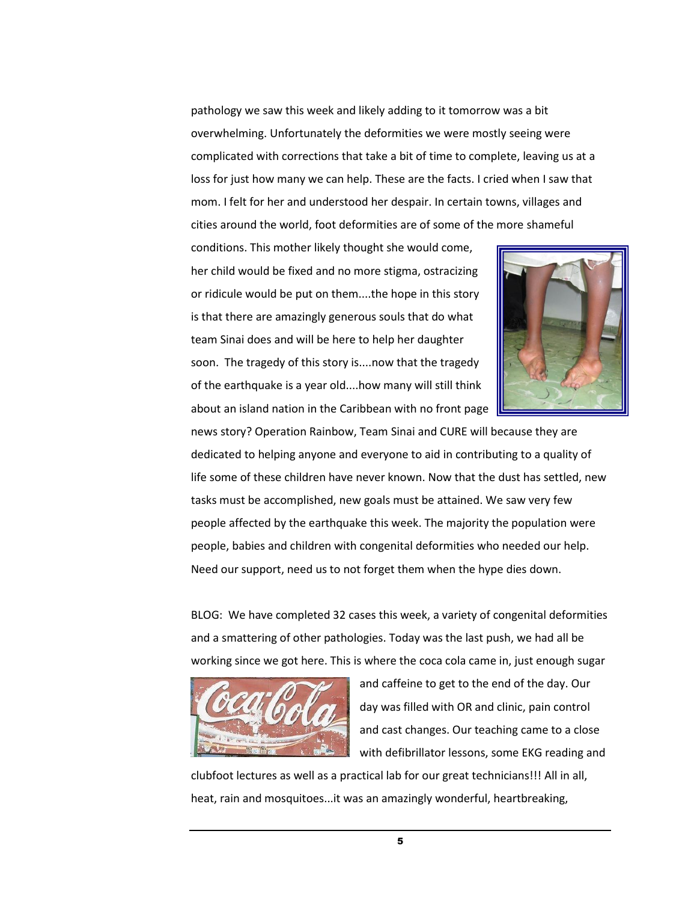pathology we saw this week and likely adding to it tomorrow was a bit overwhelming. Unfortunately the deformities we were mostly seeing were complicated with corrections that take a bit of time to complete, leaving us at a loss for just how many we can help. These are the facts. I cried when I saw that mom. I felt for her and understood her despair. In certain towns, villages and cities around the world, foot deformities are of some of the more shameful conditions. This mother likely thought she would come, her child would be fixed and no more stigma, ostracizing or ridicule would be put on them....the hope in this story is that there are amazingly generous souls that do what team Sinai does and will be here to help her daughter soon. The tragedy of this story is....now that the tragedy of the earthquake is a year old....how many will still think about an island nation in the Caribbean with no front page news story? Operation Rainbow, Team Sinai and CURE will because they are dedicated to helping anyone and everyone to aid in contributing to a quality of life some of these children have never known. Now that the dust has settled, new tasks must be accomplished, new goals must be attained. We saw very few people affected by the earthquake this week. The majority the population were people, babies and children with congenital deformities who needed our help. Need our support, need us to not forget them when the hype dies down.

BLOG: We have completed 32 cases this week, a variety of congenital deformities and a smattering of other pathologies. Today was the last push, we had all be working since we got here. This is where the coca cola came in, just enough sugar and caffeine to get to the end of the day. Our day was filled with OR and clinic, pain control and cast changes. Our teaching came to a close with defibrillator lessons, some EKG reading and clubfoot lectures as well as a practical lab for our great technicians!!! All in all, heat, rain and mosquitoes...it was an amazingly wonderful, heartbreaking,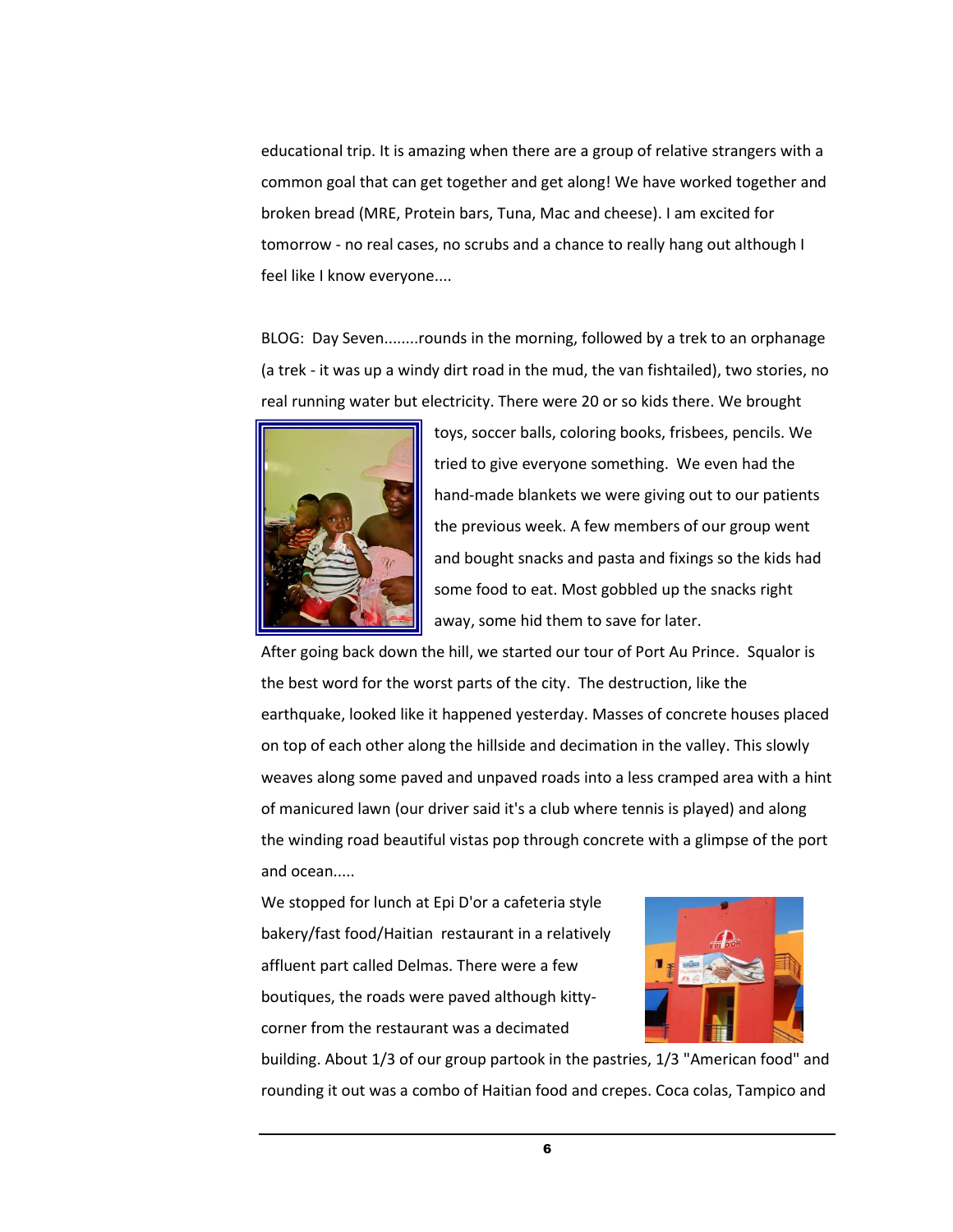educational trip. It is amazing when there are a group of relative strangers with a common goal that can get together and get along! We have worked together and broken bread (MRE, Protein bars, Tuna, Mac and cheese). I am excited for tomorrow - no real cases, no scrubs and a chance to really hang out although I feel like I know everyone....

BLOG: Day Seven........rounds in the morning, followed by a trek to an orphanage (a trek - it was up a windy dirt road in the mud, the van fishtailed), two stories, no real running water but electricity. There were 20 or so kids there. We brought toys, soccer balls, coloring books, frisbees, pencils. We tried to give everyone something. We even had the hand-made blankets we were giving out to our patients the previous week. A few members of our group went and bought snacks and pasta and fixings so the kids had some food to eat. Most gobbled up the snacks right away, some hid them to save for later.

After going back down the hill, we started our tour of Port Au Prince. Squalor is the best word for the worst parts of the city. The destruction, like the earthquake, looked like it happened yesterday. Masses of concrete houses placed on top of each other along the hillside and decimation in the valley. This slowly weaves along some paved and unpaved roads into a less cramped area with a hint of manicured lawn (our driver said it's a club where tennis is played) and along the winding road beautiful vistas pop through concrete with a glimpse of the port and ocean.....

We stopped for lunch at Epi D'or a cafeteria style bakery/fast food/Haitian restaurant in a relatively affluent part called Delmas. There were a few boutiques, the roads were paved although kitty-corner from the restaurant was a decimated building. About 1/3 of our group partook in the pastries, 1/3 "American food" and rounding it out was a combo of Haitian food and crepes. Coca colas, Tampico and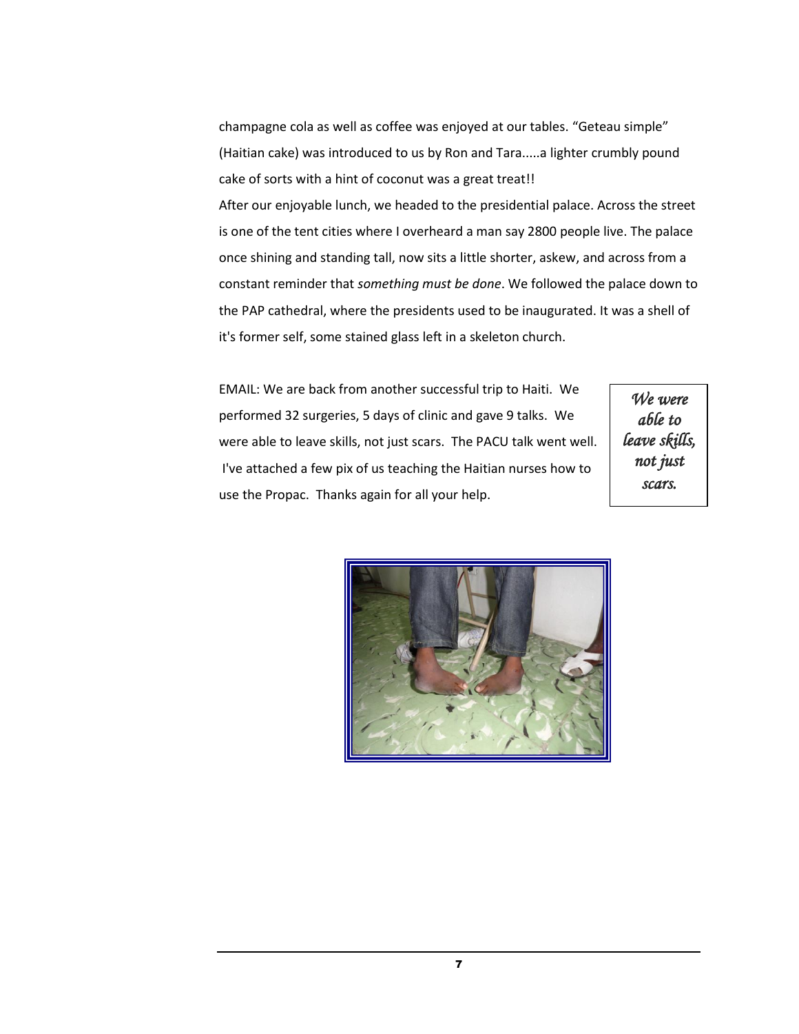champagne cola as well as coffee was enjoyed at our tables. "Geteau simple" (Haitian cake) was introduced to us by Ron and Tara.....a lighter crumbly pound cake of sorts with a hint of coconut was a great treat!!

After our enjoyable lunch, we headed to the presidential palace. Across the street is one of the tent cities where I overheard a man say 2800 people live. The palace once shining and standing tall, now sits a little shorter, askew, and across from a constant reminder that *something must be done*. We followed the palace down to the PAP cathedral, where the presidents used to be inaugurated. It was a shell of it's former self, some stained glass left in a skeleton church.

EMAIL: We are back from another successful trip to Haiti. We performed 32 surgeries, 5 days of clinic and gave 9 talks. We were able to leave skills, not just scars. The PACU talk went well. I've attached a few pix of us teaching the Haitian nurses how to use the Propac. Thanks again for all your help.

> *We were able to leave skills, not just scars.*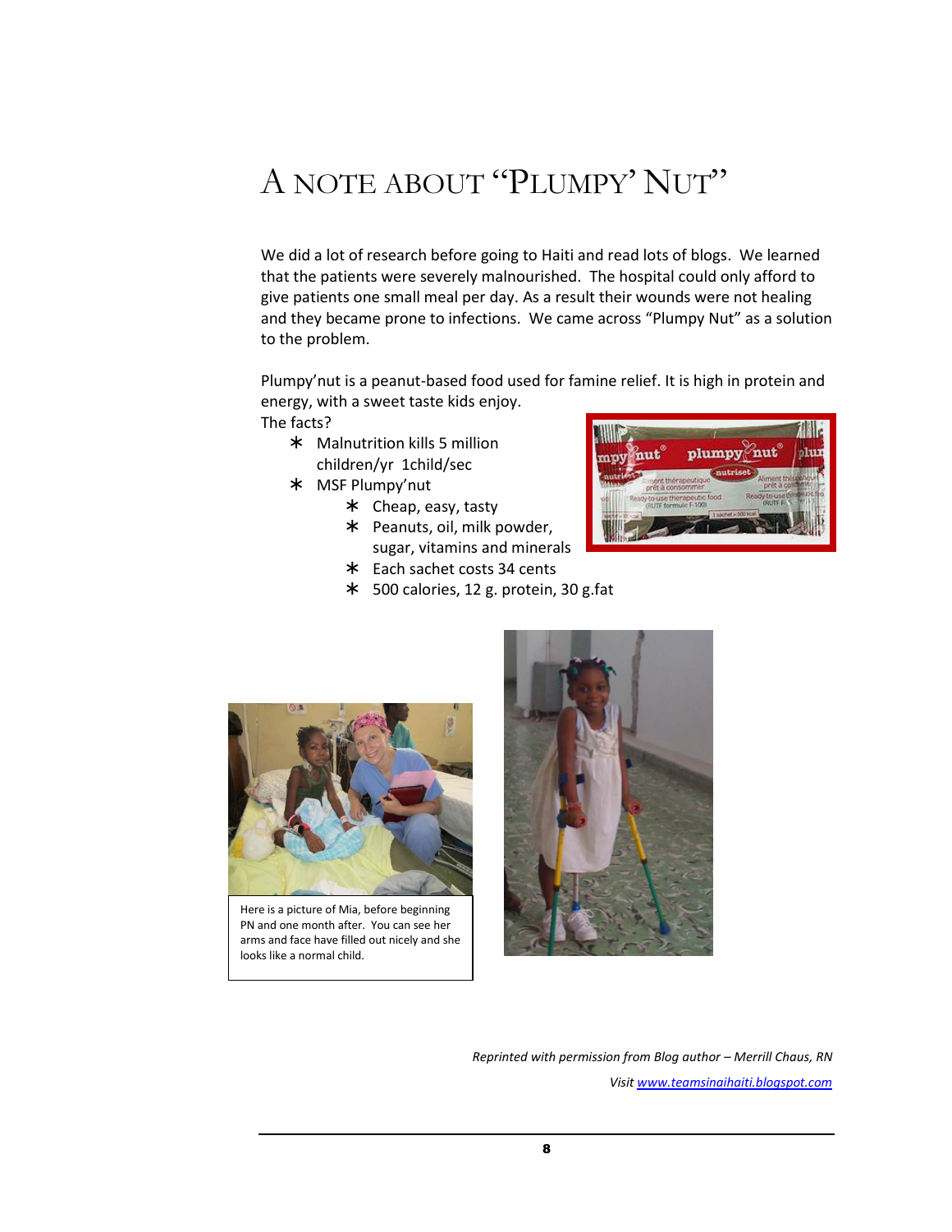# A NOTE ABOUT "PLUMPY' NUT"

We did a lot of research before going to Haiti and read lots of blogs. We learned that the patients were severely malnourished. The hospital could only afford to give patients one small meal per day. As a result their wounds were not healing and they became prone to infections. We came across "Plumpy Nut" as a solution to the problem.

Plumpy'nut is a peanut-based food used for famine relief. It is high in protein and energy, with a sweet taste kids enjoy.

The facts?

- Malnutrition kills 5 million children/yr 1child/sec
- MSF Plumpy'nut
  - Cheap, easy, tasty
  - Peanuts, oil, milk powder, sugar, vitamins and minerals
  - Each sachet costs 34 cents
  - 500 calories, 12 g. protein, 30 g.fat

Here is a picture of Mia, before beginning PN and one month after. You can see her arms and face have filled out nicely and she looks like a normal child.

*Reprinted with permission from Blog author – Merrill Chaus, RN*

*Visit [www.teamsinaihaiti.blogspot.com](www.teamsinaihaiti.blogspot.com)*